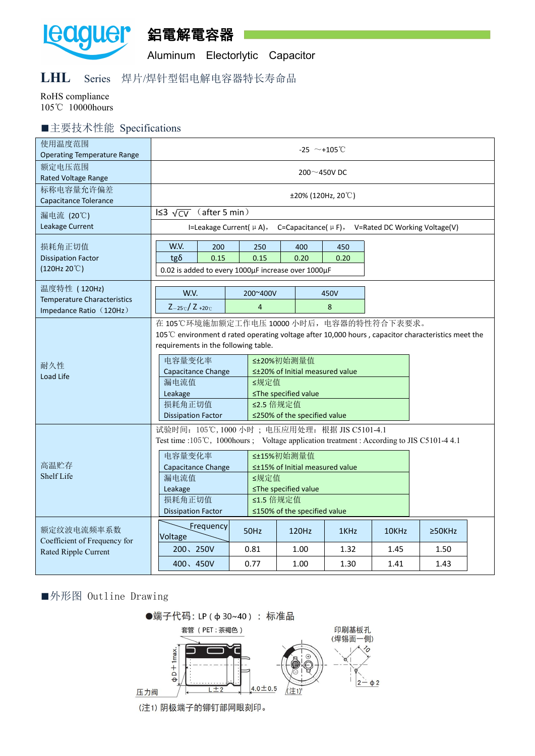# leaguer 鋁電解電容器

Aluminum Electorlytic Capacitor

## LHL Series 焊片/焊针型铝电解电容器特长寿命品

RoHS compliance
105℃ 10000hours

### ■主要技术性能 Specifications

| 项目 | 规格 |
|---|---|
| 使用温度范围 Operating Temperature Range | -25 ～+105℃ |
| 额定电压范围 Rated Voltage Range | 200～450V DC |
| 标称电容量允许偏差 Capacitance Tolerance | ±20% (120Hz, 20℃) |
| 漏电流 (20℃) Leakage Current | I≤3 $\sqrt{CV}$ （after 5 min）<br>I=Leakage Current( μA)， C=Capacitance( μF)， V=Rated DC Working Voltage(V) |
| 损耗角正切值 Dissipation Factor (120Hz 20℃) | 见下表 |
| 温度特性 ( 120Hz) Temperature Characteristics Impedance Ratio（120Hz） | 见下表 |
| 耐久性 Load Life | 在 105℃环境施加额定工作电压 10000 小时后，电容器的特性符合下表要求。<br>105℃ environment d rated operating voltage after 10,000 hours , capacitor characteristics meet the requirements in the following table. |
| 高温贮存 Shelf Life | 试验时间：105℃, 1000 小时 ; 电压应用处理：根据 JIS C5101-4.1<br>Test time :105℃, 1000hours ; Voltage application treatment : According to JIS C5101-4 4.1 |
| 额定纹波电流频率系数 Coefficient of Frequency for Rated Ripple Current | 见下表 |

**损耗角正切值 Dissipation Factor (120Hz 20℃)**

| W.V. | 200 | 250 | 400 | 450 |
|---|---|---|---|---|
| tgδ | 0.15 | 0.15 | 0.20 | 0.20 |

0.02 is added to every 1000μF increase over 1000μF

**温度特性 Temperature Characteristics Impedance Ratio（120Hz）**

| W.V. | 200~400V | 450V |
|---|---|---|
| $Z_{-25℃}/Z_{+20℃}$ | 4 | 8 |

**耐久性 Load Life**

| 项目 | 要求 |
|---|---|
| 电容量变化率 Capacitance Change | ≤±20%初始测量值 ≤±20% of Initial measured value |
| 漏电流值 Leakage | ≤规定值 ≤The specified value |
| 损耗角正切值 Dissipation Factor | ≤2.5 倍规定值 ≤250% of the specified value |

**高温贮存 Shelf Life**

| 项目 | 要求 |
|---|---|
| 电容量变化率 Capacitance Change | ≤±15%初始测量值 ≤±15% of Initial measured value |
| 漏电流值 Leakage | ≤规定值 ≤The specified value |
| 损耗角正切值 Dissipation Factor | ≤1.5 倍规定值 ≤150% of the specified value |

**额定纹波电流频率系数 Coefficient of Frequency for Rated Ripple Current**

| Voltage \ Frequency | 50Hz | 120Hz | 1KHz | 10KHz | ≥50KHz |
|---|---|---|---|---|---|
| 200、250V | 0.81 | 1.00 | 1.32 | 1.45 | 1.50 |
| 400、450V | 0.77 | 1.00 | 1.30 | 1.41 | 1.43 |

### ■外形图 Outline Drawing

●端子代码: LP ( ϕ 30~40 ) ： 标准品

套管 ( PET : 茶褐色 )

印刷基板孔 (焊锡面一侧)

ϕD＋1max.

L±2

4.0±0.5

压力阀

(注1)

10

2－ϕ2

(注1) 阴极端子的铆钉部网眼刻印。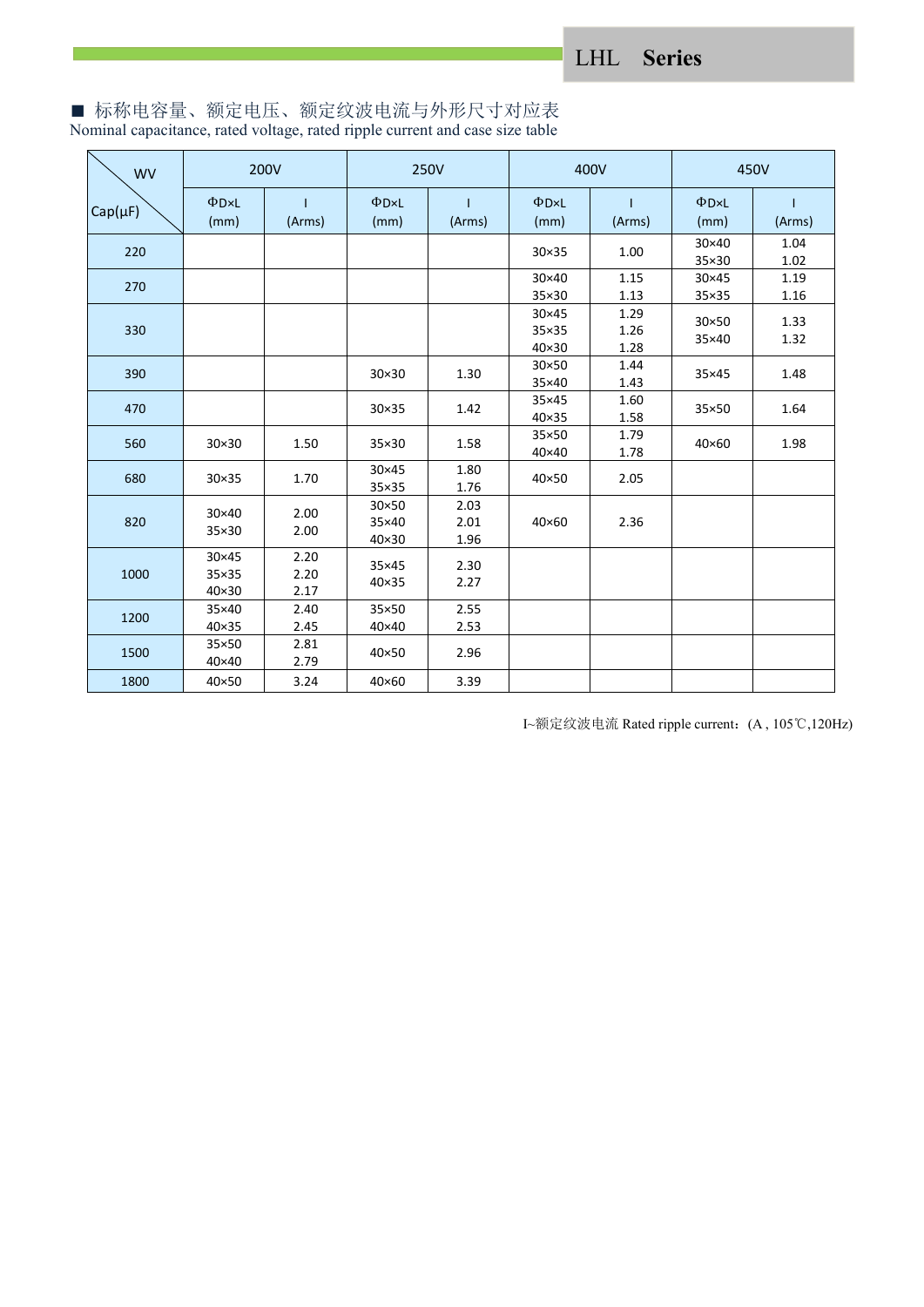■ 标称电容量、额定电压、额定纹波电流与外形尺寸对应表
Nominal capacitance, rated voltage, rated ripple current and case size table

| Cap(μF) \ WV | 200V | | 250V | | 400V | | 450V | |
|---|---|---|---|---|---|---|---|---|
| | ΦD×L (mm) | I (Arms) | ΦD×L (mm) | I (Arms) | ΦD×L (mm) | I (Arms) | ΦD×L (mm) | I (Arms) |
| 220 | | | | | 30×35 | 1.00 | 30×40<br>35×30 | 1.04<br>1.02 |
| 270 | | | | | 30×40<br>35×30 | 1.15<br>1.13 | 30×45<br>35×35 | 1.19<br>1.16 |
| 330 | | | | | 30×45<br>35×35<br>40×30 | 1.29<br>1.26<br>1.28 | 30×50<br>35×40 | 1.33<br>1.32 |
| 390 | | | 30×30 | 1.30 | 30×50<br>35×40 | 1.44<br>1.43 | 35×45 | 1.48 |
| 470 | | | 30×35 | 1.42 | 35×45<br>40×35 | 1.60<br>1.58 | 35×50 | 1.64 |
| 560 | 30×30 | 1.50 | 35×30 | 1.58 | 35×50<br>40×40 | 1.79<br>1.78 | 40×60 | 1.98 |
| 680 | 30×35 | 1.70 | 30×45<br>35×35 | 1.80<br>1.76 | 40×50 | 2.05 | | |
| 820 | 30×40<br>35×30 | 2.00<br>2.00 | 30×50<br>35×40<br>40×30 | 2.03<br>2.01<br>1.96 | 40×60 | 2.36 | | |
| 1000 | 30×45<br>35×35<br>40×30 | 2.20<br>2.20<br>2.17 | 35×45<br>40×35 | 2.30<br>2.27 | | | | |
| 1200 | 35×40<br>40×35 | 2.40<br>2.45 | 35×50<br>40×40 | 2.55<br>2.53 | | | | |
| 1500 | 35×50<br>40×40 | 2.81<br>2.79 | 40×50 | 2.96 | | | | |
| 1800 | 40×50 | 3.24 | 40×60 | 3.39 | | | | |

I~额定纹波电流 Rated ripple current：(A , 105℃,120Hz)